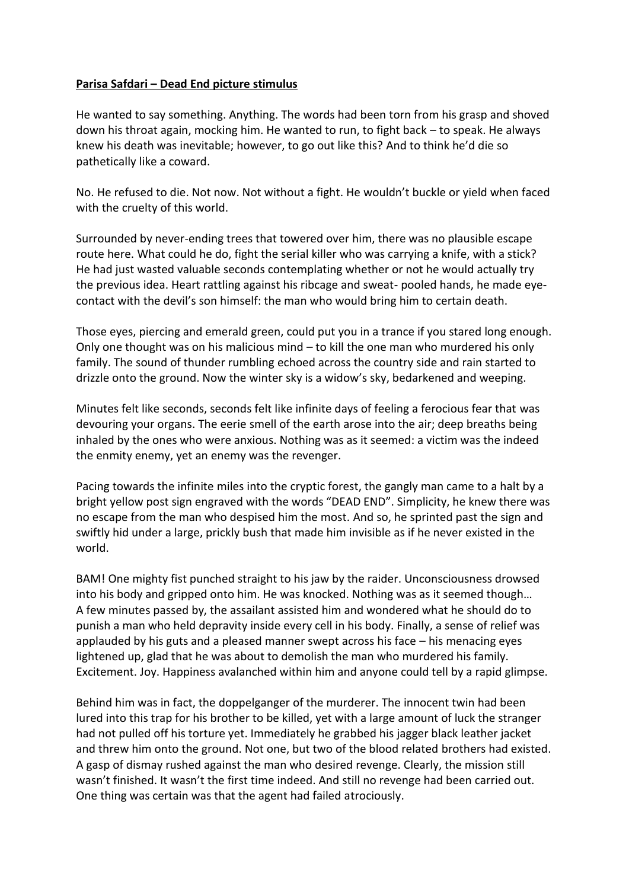**Parisa Safdari – Dead End picture stimulus**

He wanted to say something. Anything. The words had been torn from his grasp and shoved down his throat again, mocking him. He wanted to run, to fight back – to speak. He always knew his death was inevitable; however, to go out like this? And to think he'd die so pathetically like a coward.

No. He refused to die. Not now. Not without a fight. He wouldn't buckle or yield when faced with the cruelty of this world.

Surrounded by never-ending trees that towered over him, there was no plausible escape route here. What could he do, fight the serial killer who was carrying a knife, with a stick? He had just wasted valuable seconds contemplating whether or not he would actually try the previous idea. Heart rattling against his ribcage and sweat- pooled hands, he made eye-contact with the devil's son himself: the man who would bring him to certain death.

Those eyes, piercing and emerald green, could put you in a trance if you stared long enough. Only one thought was on his malicious mind – to kill the one man who murdered his only family. The sound of thunder rumbling echoed across the country side and rain started to drizzle onto the ground. Now the winter sky is a widow's sky, bedarkened and weeping.

Minutes felt like seconds, seconds felt like infinite days of feeling a ferocious fear that was devouring your organs. The eerie smell of the earth arose into the air; deep breaths being inhaled by the ones who were anxious. Nothing was as it seemed: a victim was the indeed the enmity enemy, yet an enemy was the revenger.

Pacing towards the infinite miles into the cryptic forest, the gangly man came to a halt by a bright yellow post sign engraved with the words "DEAD END". Simplicity, he knew there was no escape from the man who despised him the most. And so, he sprinted past the sign and swiftly hid under a large, prickly bush that made him invisible as if he never existed in the world.

BAM! One mighty fist punched straight to his jaw by the raider. Unconsciousness drowsed into his body and gripped onto him. He was knocked. Nothing was as it seemed though… A few minutes passed by, the assailant assisted him and wondered what he should do to punish a man who held depravity inside every cell in his body. Finally, a sense of relief was applauded by his guts and a pleased manner swept across his face – his menacing eyes lightened up, glad that he was about to demolish the man who murdered his family. Excitement. Joy. Happiness avalanched within him and anyone could tell by a rapid glimpse.

Behind him was in fact, the doppelganger of the murderer. The innocent twin had been lured into this trap for his brother to be killed, yet with a large amount of luck the stranger had not pulled off his torture yet. Immediately he grabbed his jagger black leather jacket and threw him onto the ground. Not one, but two of the blood related brothers had existed. A gasp of dismay rushed against the man who desired revenge. Clearly, the mission still wasn't finished. It wasn't the first time indeed. And still no revenge had been carried out. One thing was certain was that the agent had failed atrociously.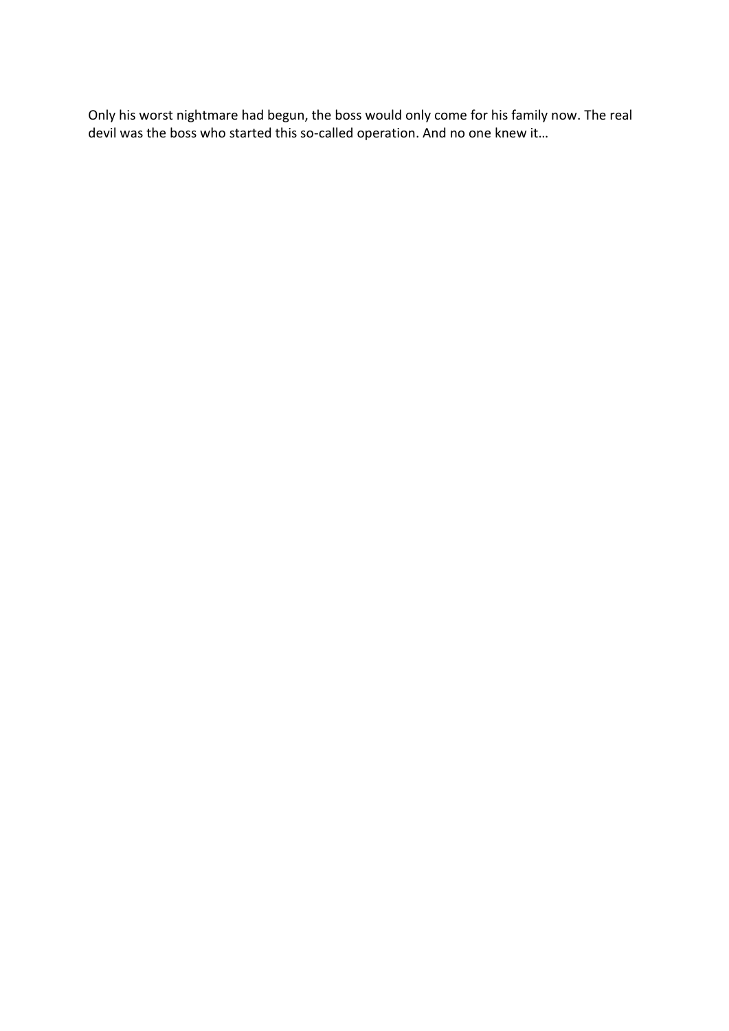Only his worst nightmare had begun, the boss would only come for his family now. The real devil was the boss who started this so-called operation. And no one knew it…